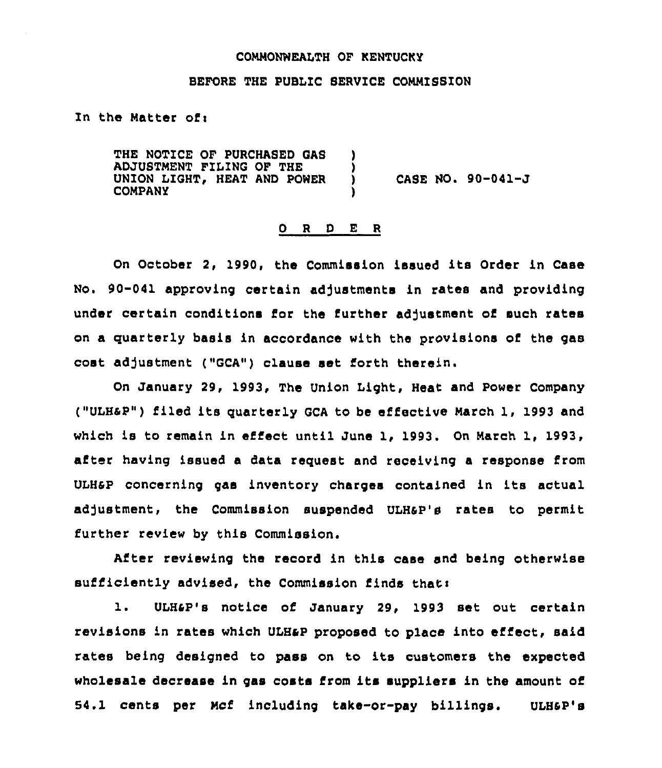COMMONWEALTH OF KENTUCKY

BEFORE THE PUBLIC SERVICE COMMISSION

In the Matter of:

THE NOTICE OF PURCHASED GAS ADJUSTMENT FILING OF THE UNION LIGHT, HEAT AND POWER COMPANY ) CASE NO. 90-041-J

O R D E R

On October 2, 1990, the Commission issued its Order in Case No. 90-041 approving certain adjustments in rates and providing under certain conditions for the further adjustment of such rates on a quarterly basis in accordance with the provisions of the gas cost adjustment ("GCA") clause set forth therein.

On January 29, 1993, The Union Light, Heat and Power Company ("ULH&P") filed its quarterly GCA to be effective March 1, 1993 and which is to remain in effect until June 1, 1993. On March 1, 1993, after having issued a data request and receiving a response from ULH&P concerning gas inventory charges contained in its actual adjustment, the Commission suspended ULH&P's rates to permit further review by this Commission.

After reviewing the record in this case and being otherwise sufficiently advised, the Commission finds that:

1. ULH&P's notice of January 29, 1993 set out certain revisions in rates which ULH&P proposed to place into effect, said rates being designed to pass on to its customers the expected wholesale decrease in gas costs from its suppliers in the amount of 54.1 cents per Mcf including take-or-pay billings. ULH&P's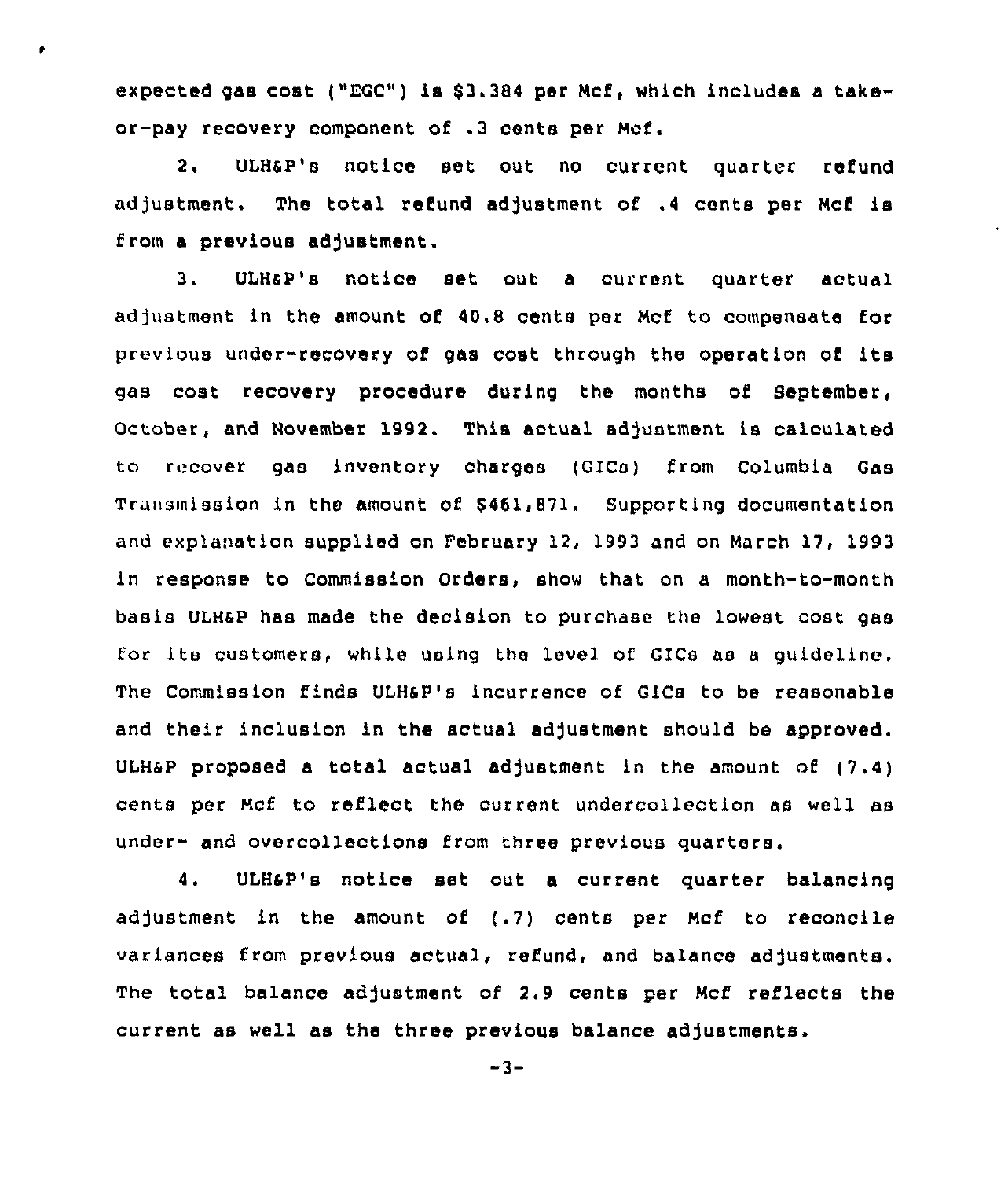expected gas cost ("EGC") is $3.384 per Mcf, which includes a take-or-pay recovery component of .3 cents per Mcf.

2. ULH&P's notice set out no current quarter refund adjustment. The total refund adjustment of .4 cents per Mcf is from a previous adjustment.

3. ULH&P's notice set out a current quarter actual adjustment in the amount of 40.8 cents per Mcf to compensate for previous under-recovery of gas cost through the operation of its gas cost recovery procedure during the months of September, October, and November 1992. This actual adjustment is calculated to recover gas inventory charges (GICs) from Columbia Gas Transmission in the amount of $461,871. Supporting documentation and explanation supplied on February 12, 1993 and on March 17, 1993 in response to Commission Orders, show that on a month-to-month basis ULH&P has made the decision to purchase the lowest cost gas for its customers, while using the level of GICs as a guideline. The Commission finds ULH&P's incurrence of GICs to be reasonable and their inclusion in the actual adjustment should be approved. ULH&P proposed a total actual adjustment in the amount of (7.4) cents per Mcf to reflect the current undercollection as well as under- and overcollections from three previous quarters.

4. ULH&P's notice set out a current quarter balancing adjustment in the amount of (.7) cents per Mcf to reconcile variances from previous actual, refund, and balance adjustments. The total balance adjustment of 2.9 cents per Mcf reflects the current as well as the three previous balance adjustments.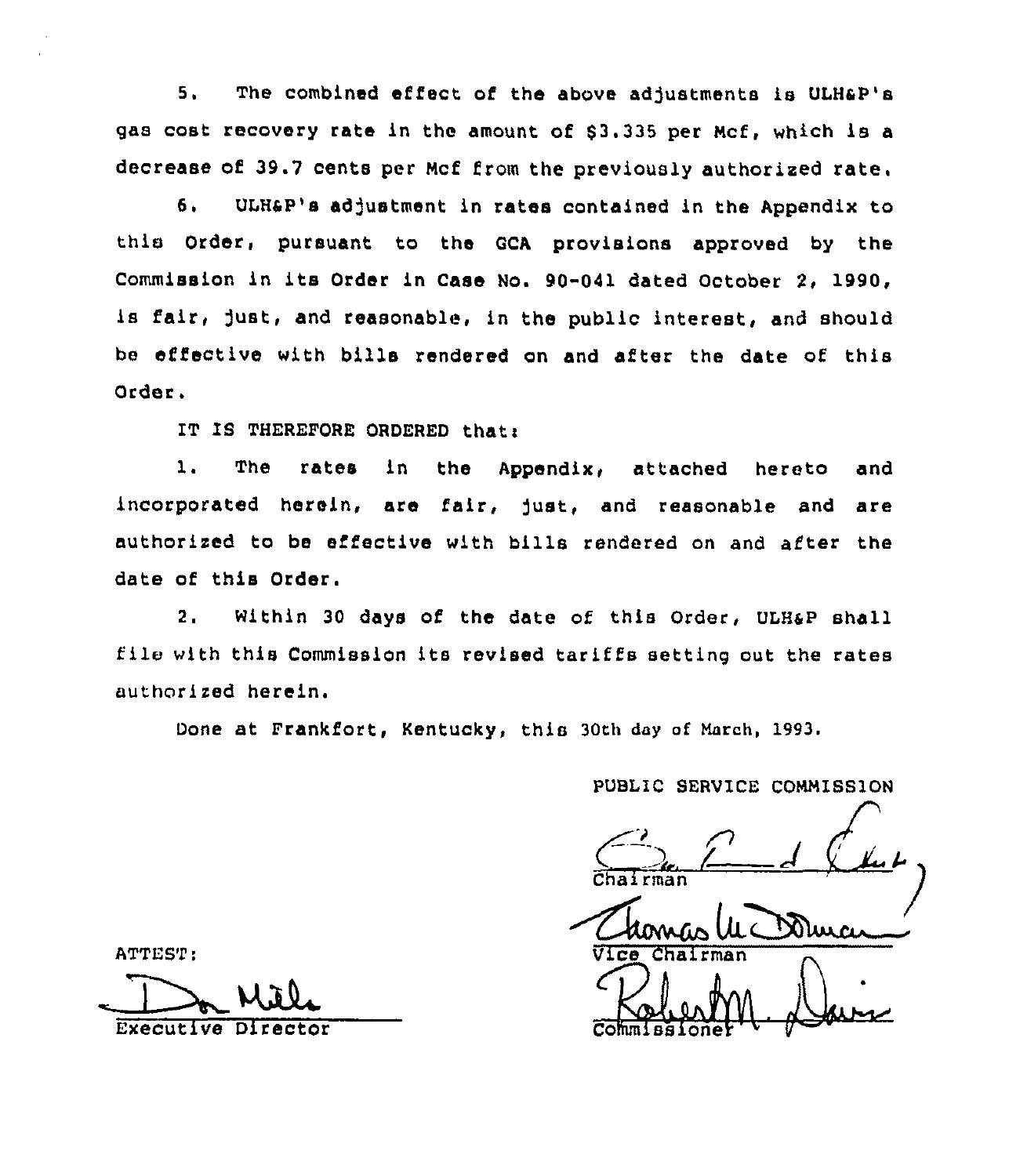5. The combined effect of the above adjustments is ULH&P's gas cost recovery rate in the amount of $3.335 per Mcf, which is a decrease of 39.7 cents per Mcf from the previously authorized rate.

6. ULH&P's adjustment in rates contained in the Appendix to this Order, pursuant to the GCA provisions approved by the Commission in its Order in Case No. 90-041 dated October 2, 1990, is fair, just, and reasonable, in the public interest, and should be effective with bills rendered on and after the date of this Order.

IT IS THEREFORE ORDERED that:

1. The rates in the Appendix, attached hereto and incorporated herein, are fair, just, and reasonable and are authorized to be effective with bills rendered on and after the date of this Order.

2. Within 30 days of the date of this Order, ULH&P shall file with this Commission its revised tariffs setting out the rates authorized herein.

Done at Frankfort, Kentucky, this 30th day of March, 1993.

PUBLIC SERVICE COMMISSION

Chairman

Vice Chairman

Commissioner

ATTEST:

Executive Director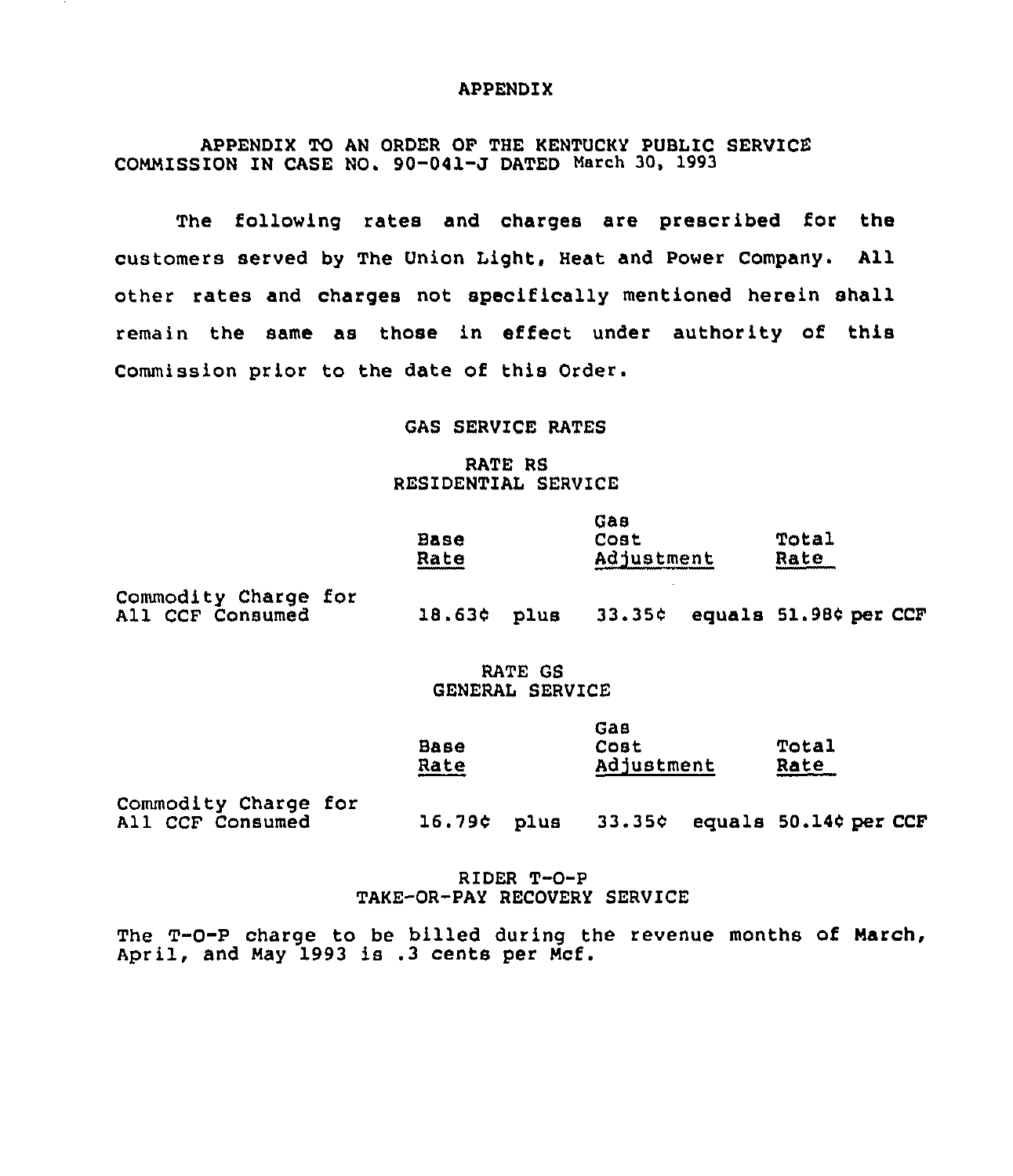# APPENDIX

APPENDIX TO AN ORDER OF THE KENTUCKY PUBLIC SERVICE COMMISSION IN CASE NO. 90-041-J DATED March 30, 1993

The following rates and charges are prescribed for the customers served by The Union Light, Heat and Power Company. All other rates and charges not specifically mentioned herein shall remain the same as those in effect under authority of this Commission prior to the date of this Order.

## GAS SERVICE RATES

### RATE RS
### RESIDENTIAL SERVICE

| | Base Rate | | Gas Cost Adjustment | | Total Rate |
|---|---|---|---|---|---|
| Commodity Charge for All CCF Consumed | 18.63¢ | plus | 33.35¢ | equals | 51.98¢ per CCF |

### RATE GS
### GENERAL SERVICE

| | Base Rate | | Gas Cost Adjustment | | Total Rate |
|---|---|---|---|---|---|
| Commodity Charge for All CCF Consumed | 16.79¢ | plus | 33.35¢ | equals | 50.14¢ per CCF |

### RIDER T-O-P
### TAKE-OR-PAY RECOVERY SERVICE

The T-O-P charge to be billed during the revenue months of March, April, and May 1993 is .3 cents per Mcf.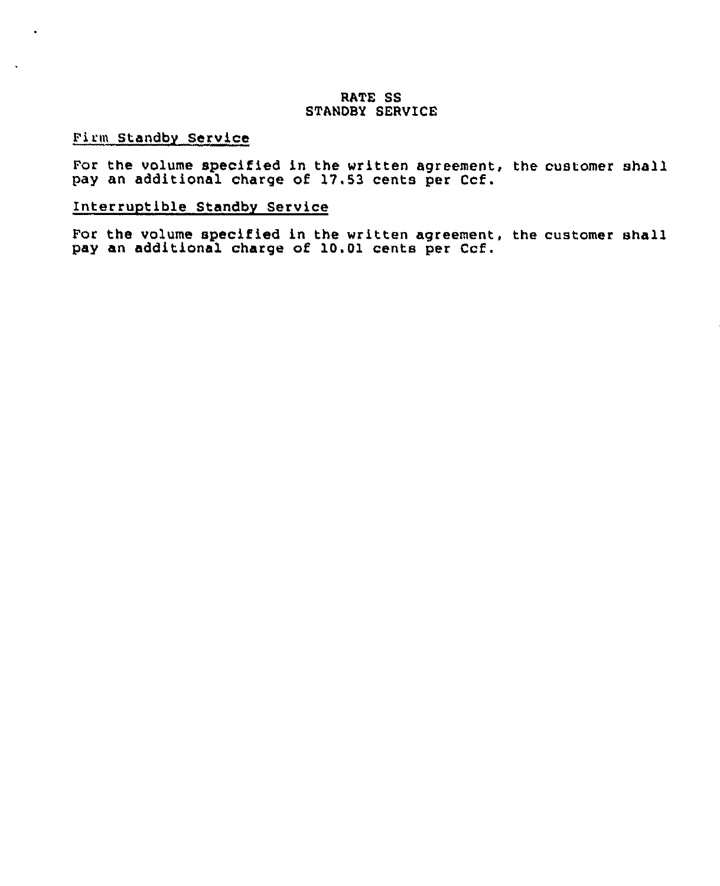# RATE SS
# STANDBY SERVICE

## Firm Standby Service

For the volume specified in the written agreement, the customer shall pay an additional charge of 17.53 cents per Ccf.

## Interruptible Standby Service

For the volume specified in the written agreement, the customer shall pay an additional charge of 10.01 cents per Ccf.